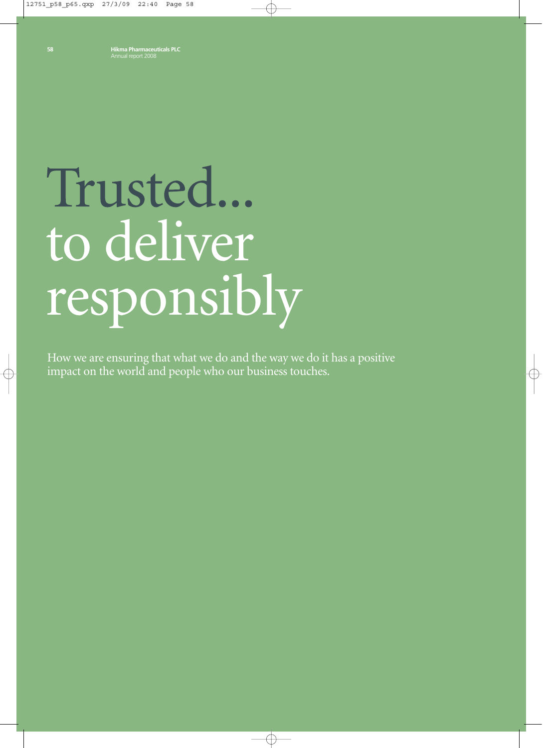# Trusted... to deliver responsibly

How we are ensuring that what we do and the way we do it has a positive impact on the world and people who our business touches.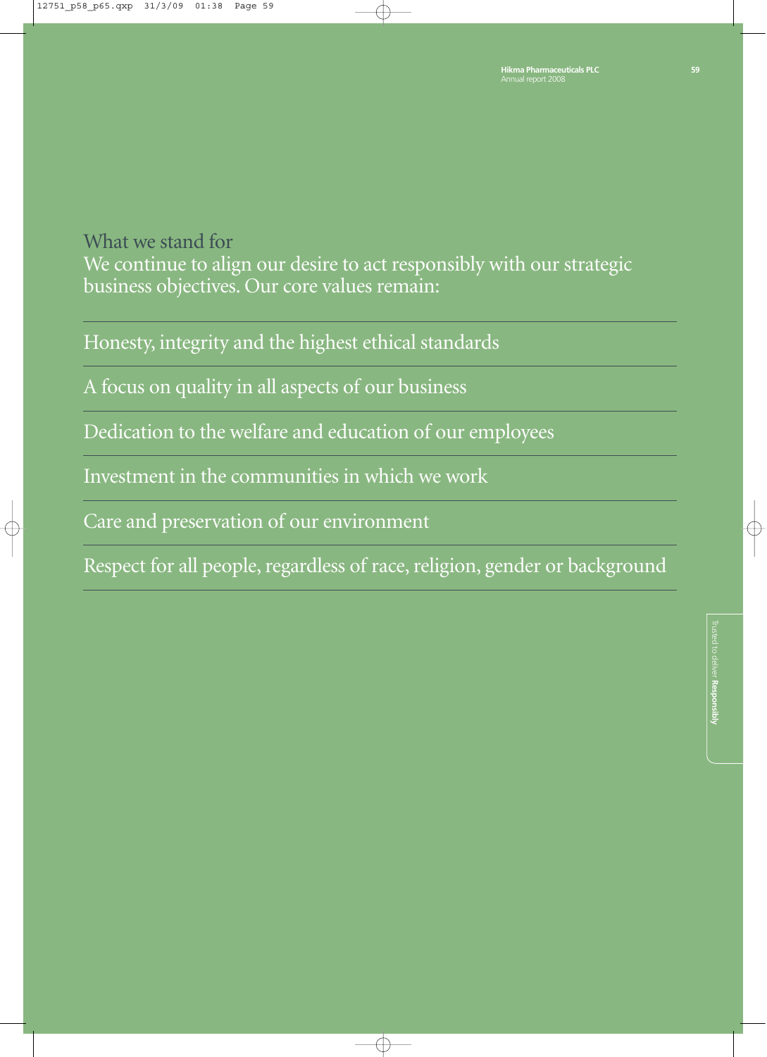## What we stand for

We continue to align our desire to act responsibly with our strategic business objectives. Our core values remain:

- Honesty, integrity and the highest ethical standards
- A focus on quality in all aspects of our business
- Dedication to the welfare and education of our employees
- Investment in the communities in which we work
- Care and preservation of our environment
- Respect for all people, regardless of race, religion, gender or background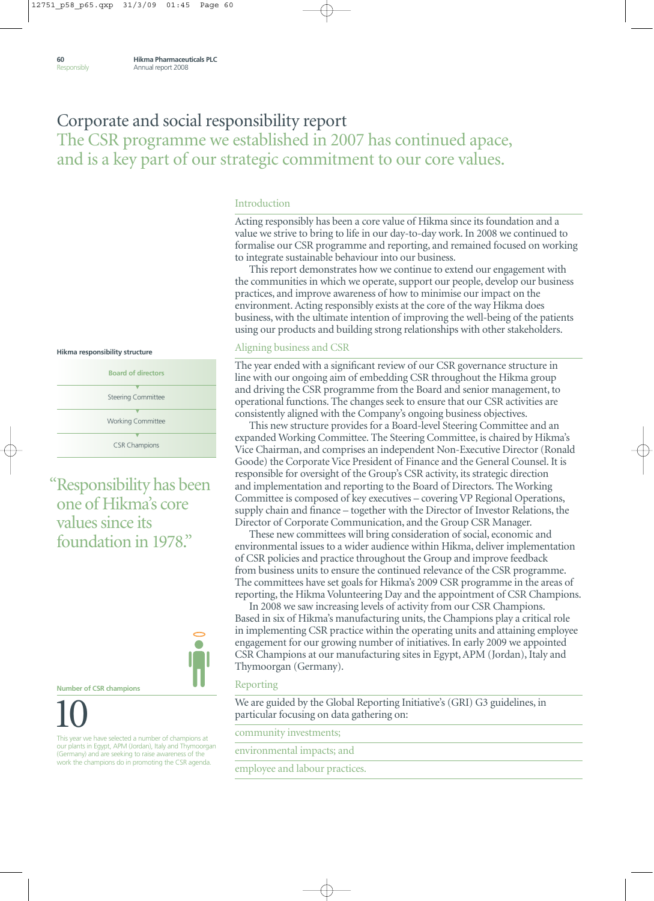# Corporate and social responsibility report

## The CSR programme we established in 2007 has continued apace, and is a key part of our strategic commitment to our core values.

### Introduction

Acting responsibly has been a core value of Hikma since its foundation and a value we strive to bring to life in our day-to-day work. In 2008 we continued to formalise our CSR programme and reporting, and remained focused on working to integrate sustainable behaviour into our business.

This report demonstrates how we continue to extend our engagement with the communities in which we operate, support our people, develop our business practices, and improve awareness of how to minimise our impact on the environment. Acting responsibly exists at the core of the way Hikma does business, with the ultimate intention of improving the well-being of the patients using our products and building strong relationships with other stakeholders.

### Aligning business and CSR

The year ended with a significant review of our CSR governance structure in line with our ongoing aim of embedding CSR throughout the Hikma group and driving the CSR programme from the Board and senior management, to operational functions. The changes seek to ensure that our CSR activities are consistently aligned with the Company's ongoing business objectives.

This new structure provides for a Board-level Steering Committee and an expanded Working Committee. The Steering Committee, is chaired by Hikma's Vice Chairman, and comprises an independent Non-Executive Director (Ronald Goode) the Corporate Vice President of Finance and the General Counsel. It is responsible for oversight of the Group's CSR activity, its strategic direction and implementation and reporting to the Board of Directors. The Working Committee is composed of key executives – covering VP Regional Operations, supply chain and finance – together with the Director of Investor Relations, the Director of Corporate Communication, and the Group CSR Manager.

These new committees will bring consideration of social, economic and environmental issues to a wider audience within Hikma, deliver implementation of CSR policies and practice throughout the Group and improve feedback from business units to ensure the continued relevance of the CSR programme. The committees have set goals for Hikma's 2009 CSR programme in the areas of reporting, the Hikma Volunteering Day and the appointment of CSR Champions.

In 2008 we saw increasing levels of activity from our CSR Champions. Based in six of Hikma's manufacturing units, the Champions play a critical role in implementing CSR practice within the operating units and attaining employee engagement for our growing number of initiatives. In early 2009 we appointed CSR Champions at our manufacturing sites in Egypt, APM (Jordan), Italy and Thymoorgan (Germany).

**Hikma responsibility structure**

Board of directors

▼

Steering Committee

▼

Working Committee

▼

CSR Champions

"Responsibility has been one of Hikma's core values since its foundation in 1978."

**Number of CSR champions**

10

This year we have selected a number of champions at our plants in Egypt, APM (Jordan), Italy and Thymoorgan (Germany) and are seeking to raise awareness of the work the champions do in promoting the CSR agenda.

### Reporting

We are guided by the Global Reporting Initiative's (GRI) G3 guidelines, in particular focusing on data gathering on:

- community investments;
- environmental impacts; and
- employee and labour practices.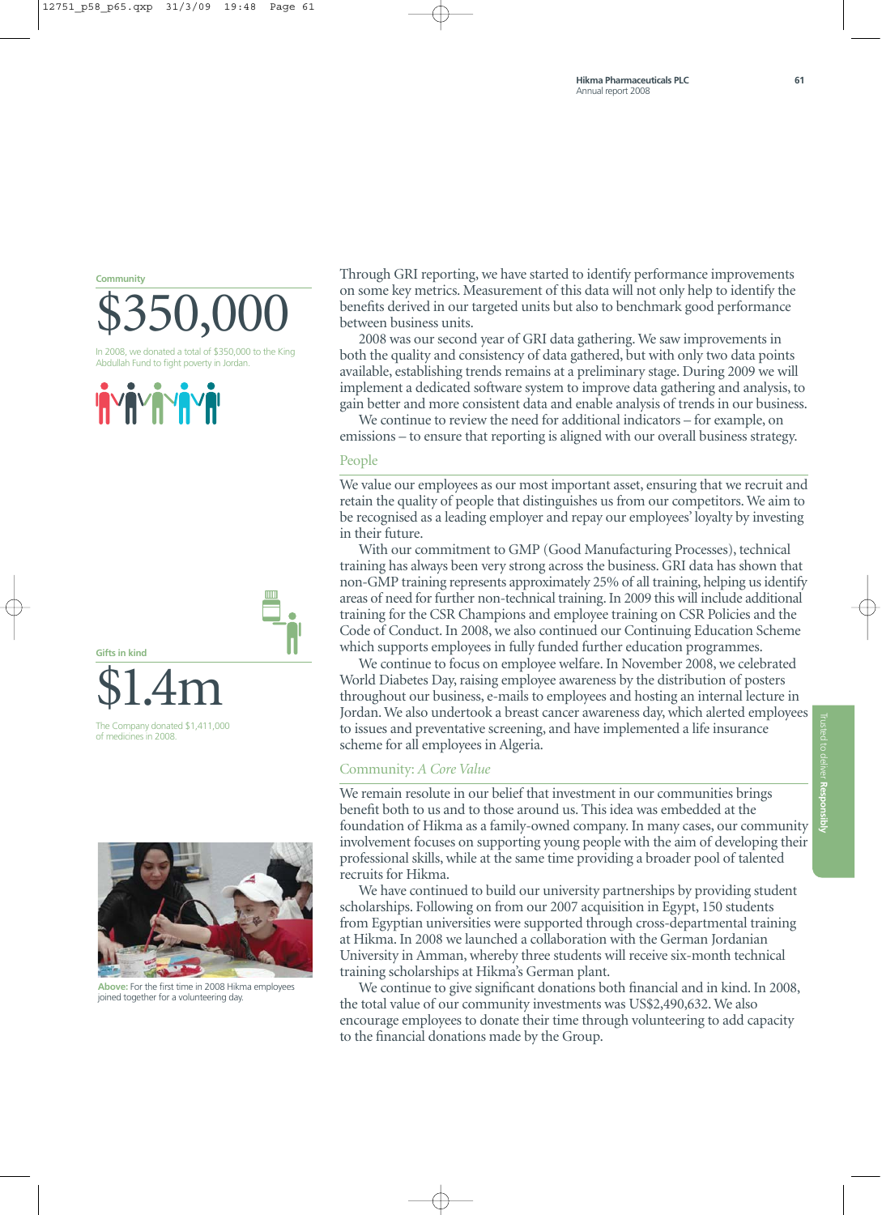**Community**

# $350,000

In 2008, we donated a total of $350,000 to the King Abdullah Fund to fight poverty in Jordan.

**Gifts in kind**

# $1.4m

The Company donated $1,411,000 of medicines in 2008.

**Above:** For the first time in 2008 Hikma employees joined together for a volunteering day.

Through GRI reporting, we have started to identify performance improvements on some key metrics. Measurement of this data will not only help to identify the benefits derived in our targeted units but also to benchmark good performance between business units.

2008 was our second year of GRI data gathering. We saw improvements in both the quality and consistency of data gathered, but with only two data points available, establishing trends remains at a preliminary stage. During 2009 we will implement a dedicated software system to improve data gathering and analysis, to gain better and more consistent data and enable analysis of trends in our business.

We continue to review the need for additional indicators – for example, on emissions – to ensure that reporting is aligned with our overall business strategy.

## People

We value our employees as our most important asset, ensuring that we recruit and retain the quality of people that distinguishes us from our competitors. We aim to be recognised as a leading employer and repay our employees' loyalty by investing in their future.

With our commitment to GMP (Good Manufacturing Processes), technical training has always been very strong across the business. GRI data has shown that non-GMP training represents approximately 25% of all training, helping us identify areas of need for further non-technical training. In 2009 this will include additional training for the CSR Champions and employee training on CSR Policies and the Code of Conduct. In 2008, we also continued our Continuing Education Scheme which supports employees in fully funded further education programmes.

We continue to focus on employee welfare. In November 2008, we celebrated World Diabetes Day, raising employee awareness by the distribution of posters throughout our business, e-mails to employees and hosting an internal lecture in Jordan. We also undertook a breast cancer awareness day, which alerted employees to issues and preventative screening, and have implemented a life insurance scheme for all employees in Algeria.

## Community: *A Core Value*

We remain resolute in our belief that investment in our communities brings benefit both to us and to those around us. This idea was embedded at the foundation of Hikma as a family-owned company. In many cases, our community involvement focuses on supporting young people with the aim of developing their professional skills, while at the same time providing a broader pool of talented recruits for Hikma.

We have continued to build our university partnerships by providing student scholarships. Following on from our 2007 acquisition in Egypt, 150 students from Egyptian universities were supported through cross-departmental training at Hikma. In 2008 we launched a collaboration with the German Jordanian University in Amman, whereby three students will receive six-month technical training scholarships at Hikma's German plant.

We continue to give significant donations both financial and in kind. In 2008, the total value of our community investments was US$2,490,632. We also encourage employees to donate their time through volunteering to add capacity to the financial donations made by the Group.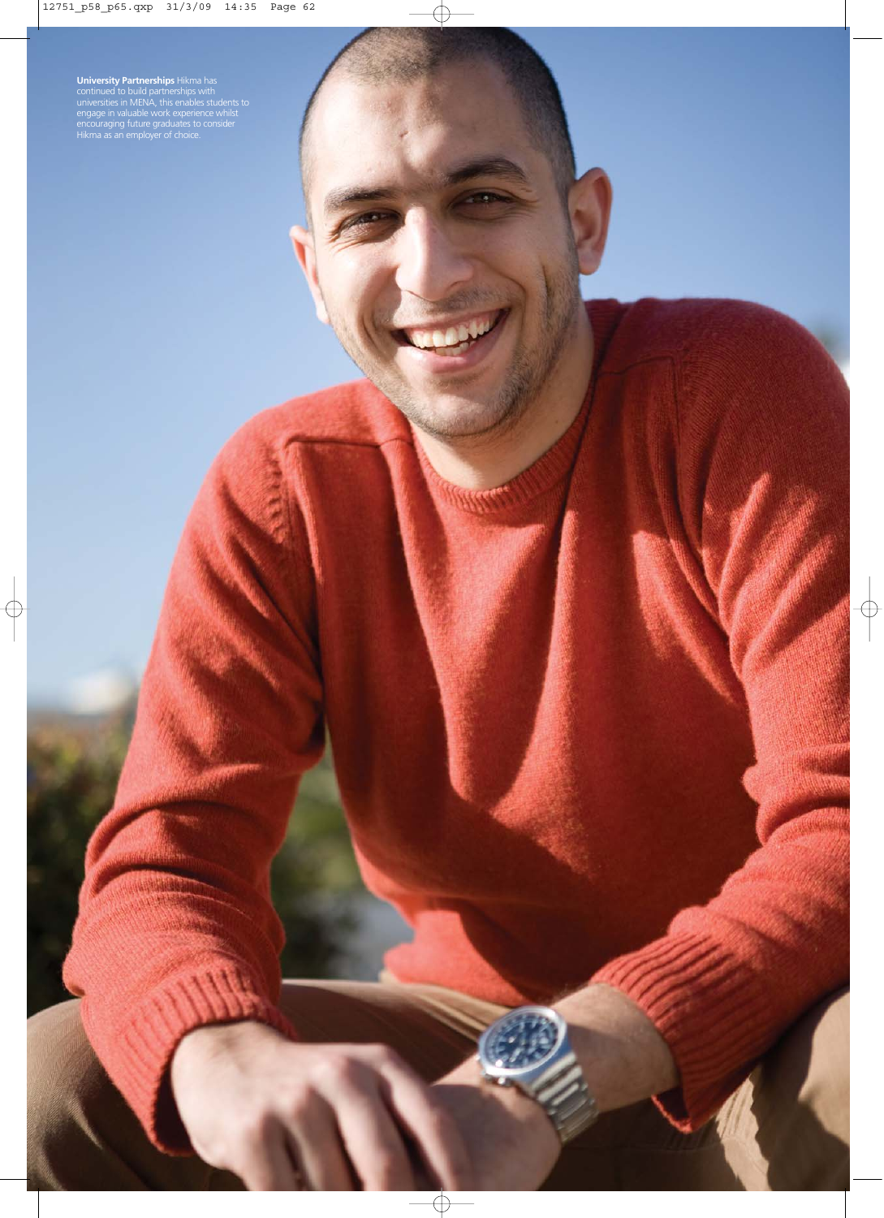**University Partnerships** Hikma has continued to build partnerships with universities in MENA, this enables students to engage in valuable work experience whilst encouraging future graduates to consider Hikma as an employer of choice.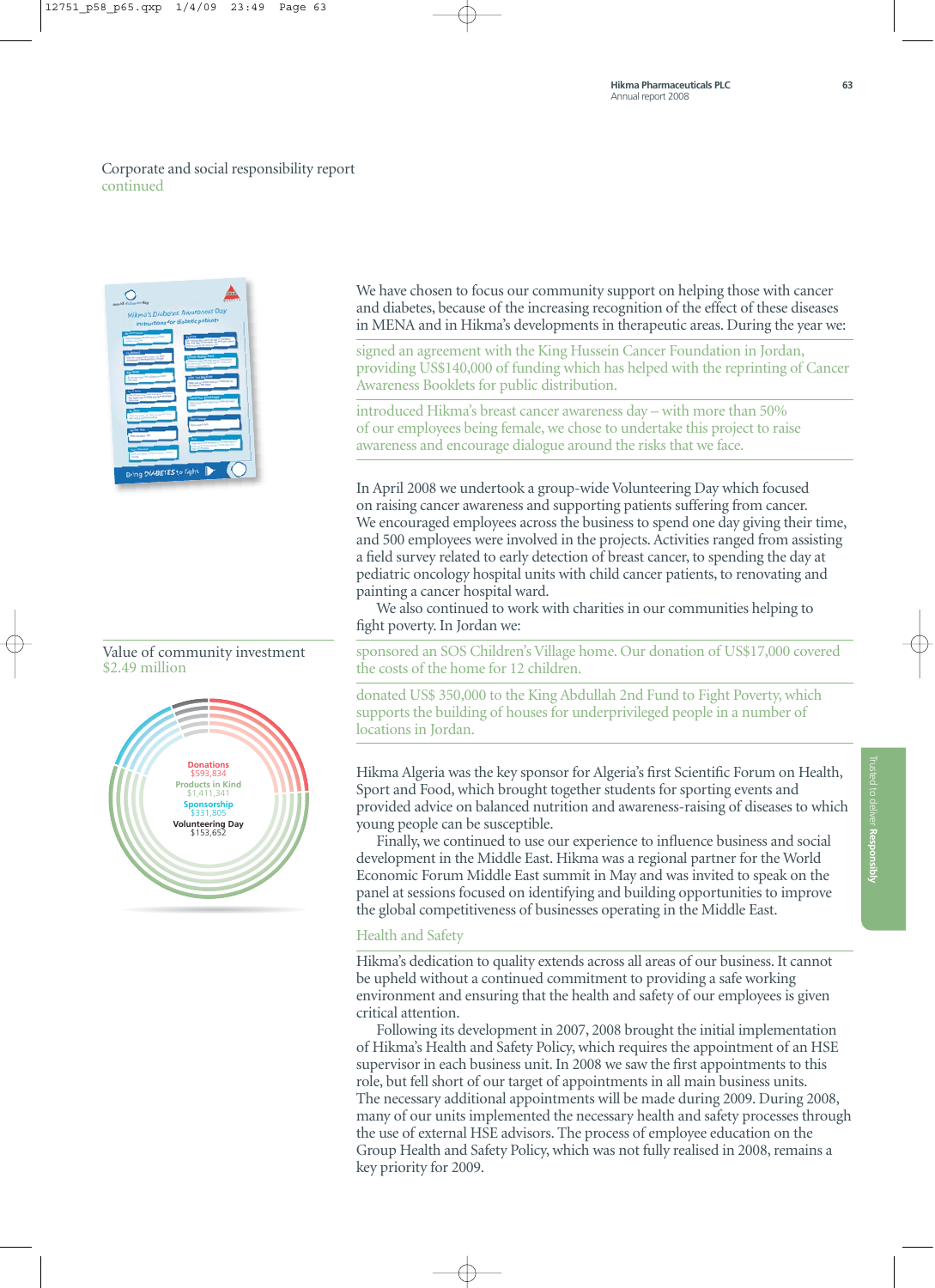Corporate and social responsibility report
continued

We have chosen to focus our community support on helping those with cancer and diabetes, because of the increasing recognition of the effect of these diseases in MENA and in Hikma's developments in therapeutic areas. During the year we:

- signed an agreement with the King Hussein Cancer Foundation in Jordan, providing US$140,000 of funding which has helped with the reprinting of Cancer Awareness Booklets for public distribution.
- introduced Hikma's breast cancer awareness day – with more than 50% of our employees being female, we chose to undertake this project to raise awareness and encourage dialogue around the risks that we face.

In April 2008 we undertook a group-wide Volunteering Day which focused on raising cancer awareness and supporting patients suffering from cancer. We encouraged employees across the business to spend one day giving their time, and 500 employees were involved in the projects. Activities ranged from assisting a field survey related to early detection of breast cancer, to spending the day at pediatric oncology hospital units with child cancer patients, to renovating and painting a cancer hospital ward.

We also continued to work with charities in our communities helping to fight poverty. In Jordan we:

- sponsored an SOS Children's Village home. Our donation of US$17,000 covered the costs of the home for 12 children.
- donated US$ 350,000 to the King Abdullah 2nd Fund to Fight Poverty, which supports the building of houses for underprivileged people in a number of locations in Jordan.

Value of community investment
$2.49 million

Donations
$593,834
Products in Kind
$1,411,341
Sponsorship
$331,805
Volunteering Day
$153,652

Hikma Algeria was the key sponsor for Algeria's first Scientific Forum on Health, Sport and Food, which brought together students for sporting events and provided advice on balanced nutrition and awareness-raising of diseases to which young people can be susceptible.

Finally, we continued to use our experience to influence business and social development in the Middle East. Hikma was a regional partner for the World Economic Forum Middle East summit in May and was invited to speak on the panel at sessions focused on identifying and building opportunities to improve the global competitiveness of businesses operating in the Middle East.

## Health and Safety

Hikma's dedication to quality extends across all areas of our business. It cannot be upheld without a continued commitment to providing a safe working environment and ensuring that the health and safety of our employees is given critical attention.

Following its development in 2007, 2008 brought the initial implementation of Hikma's Health and Safety Policy, which requires the appointment of an HSE supervisor in each business unit. In 2008 we saw the first appointments to this role, but fell short of our target of appointments in all main business units. The necessary additional appointments will be made during 2009. During 2008, many of our units implemented the necessary health and safety processes through the use of external HSE advisors. The process of employee education on the Group Health and Safety Policy, which was not fully realised in 2008, remains a key priority for 2009.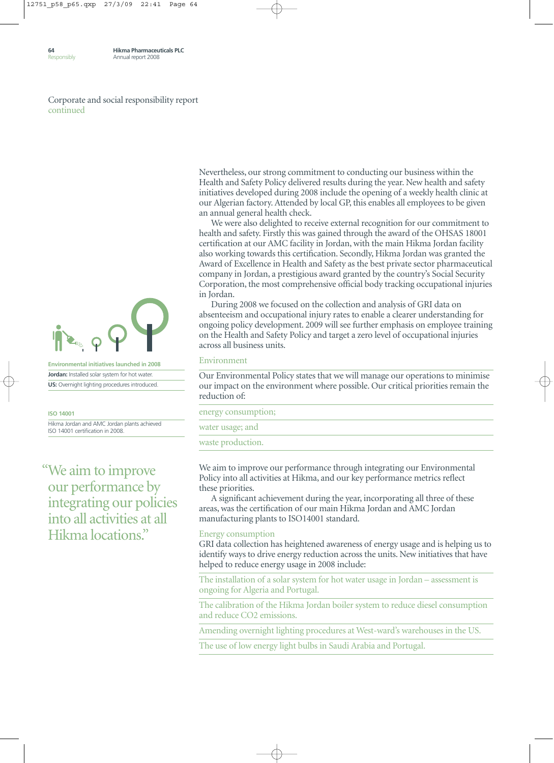## Corporate and social responsibility report continued

Nevertheless, our strong commitment to conducting our business within the Health and Safety Policy delivered results during the year. New health and safety initiatives developed during 2008 include the opening of a weekly health clinic at our Algerian factory. Attended by local GP, this enables all employees to be given an annual general health check.

We were also delighted to receive external recognition for our commitment to health and safety. Firstly this was gained through the award of the OHSAS 18001 certification at our AMC facility in Jordan, with the main Hikma Jordan facility also working towards this certification. Secondly, Hikma Jordan was granted the Award of Excellence in Health and Safety as the best private sector pharmaceutical company in Jordan, a prestigious award granted by the country's Social Security Corporation, the most comprehensive official body tracking occupational injuries in Jordan.

During 2008 we focused on the collection and analysis of GRI data on absenteeism and occupational injury rates to enable a clearer understanding for ongoing policy development. 2009 will see further emphasis on employee training on the Health and Safety Policy and target a zero level of occupational injuries across all business units.

**Environmental initiatives launched in 2008**

**Jordan:** Installed solar system for hot water.

**US:** Overnight lighting procedures introduced.

**ISO 14001**

Hikma Jordan and AMC Jordan plants achieved ISO 14001 certification in 2008.

### Environment

Our Environmental Policy states that we will manage our operations to minimise our impact on the environment where possible. Our critical priorities remain the reduction of:

- energy consumption;
- water usage; and
- waste production.

We aim to improve our performance through integrating our Environmental Policy into all activities at Hikma, and our key performance metrics reflect these priorities.

A significant achievement during the year, incorporating all three of these areas, was the certification of our main Hikma Jordan and AMC Jordan manufacturing plants to ISO14001 standard.

> "We aim to improve our performance by integrating our policies into all activities at all Hikma locations."

#### Energy consumption

GRI data collection has heightened awareness of energy usage and is helping us to identify ways to drive energy reduction across the units. New initiatives that have helped to reduce energy usage in 2008 include:

- The installation of a solar system for hot water usage in Jordan – assessment is ongoing for Algeria and Portugal.
- The calibration of the Hikma Jordan boiler system to reduce diesel consumption and reduce $CO_2$ emissions.
- Amending overnight lighting procedures at West-ward's warehouses in the US.
- The use of low energy light bulbs in Saudi Arabia and Portugal.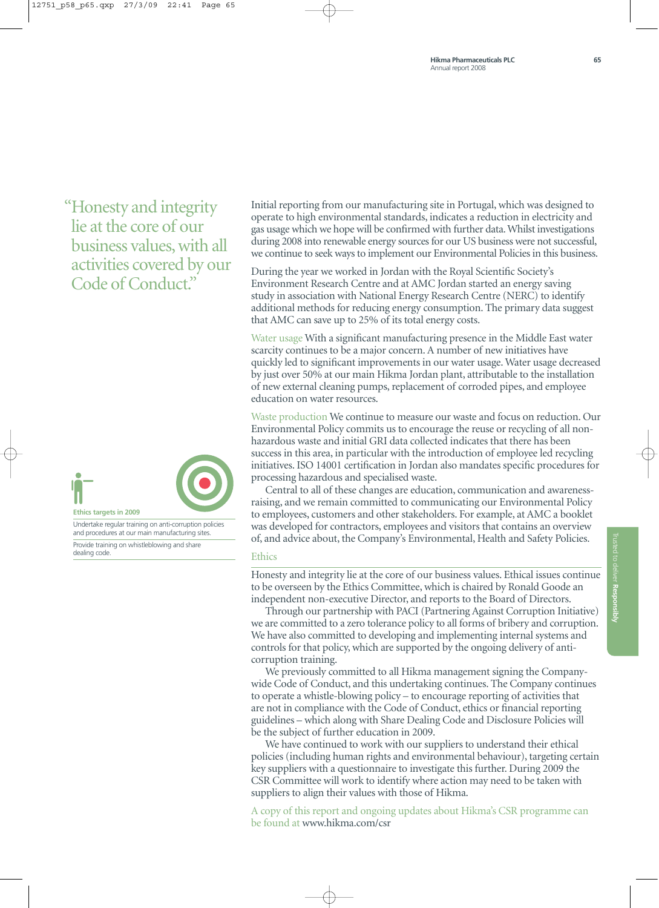> "Honesty and integrity lie at the core of our business values, with all activities covered by our Code of Conduct."

Initial reporting from our manufacturing site in Portugal, which was designed to operate to high environmental standards, indicates a reduction in electricity and gas usage which we hope will be confirmed with further data. Whilst investigations during 2008 into renewable energy sources for our US business were not successful, we continue to seek ways to implement our Environmental Policies in this business.

During the year we worked in Jordan with the Royal Scientific Society's Environment Research Centre and at AMC Jordan started an energy saving study in association with National Energy Research Centre (NERC) to identify additional methods for reducing energy consumption. The primary data suggest that AMC can save up to 25% of its total energy costs.

**Water usage** With a significant manufacturing presence in the Middle East water scarcity continues to be a major concern. A number of new initiatives have quickly led to significant improvements in our water usage. Water usage decreased by just over 50% at our main Hikma Jordan plant, attributable to the installation of new external cleaning pumps, replacement of corroded pipes, and employee education on water resources.

**Waste production** We continue to measure our waste and focus on reduction. Our Environmental Policy commits us to encourage the reuse or recycling of all non-hazardous waste and initial GRI data collected indicates that there has been success in this area, in particular with the introduction of employee led recycling initiatives. ISO 14001 certification in Jordan also mandates specific procedures for processing hazardous and specialised waste.

Central to all of these changes are education, communication and awareness-raising, and we remain committed to communicating our Environmental Policy to employees, customers and other stakeholders. For example, at AMC a booklet was developed for contractors, employees and visitors that contains an overview of, and advice about, the Company's Environmental, Health and Safety Policies.

## Ethics

Honesty and integrity lie at the core of our business values. Ethical issues continue to be overseen by the Ethics Committee, which is chaired by Ronald Goode an independent non-executive Director, and reports to the Board of Directors.

Through our partnership with PACI (Partnering Against Corruption Initiative) we are committed to a zero tolerance policy to all forms of bribery and corruption. We have also committed to developing and implementing internal systems and controls for that policy, which are supported by the ongoing delivery of anti-corruption training.

We previously committed to all Hikma management signing the Company-wide Code of Conduct, and this undertaking continues. The Company continues to operate a whistle-blowing policy – to encourage reporting of activities that are not in compliance with the Code of Conduct, ethics or financial reporting guidelines – which along with Share Dealing Code and Disclosure Policies will be the subject of further education in 2009.

We have continued to work with our suppliers to understand their ethical policies (including human rights and environmental behaviour), targeting certain key suppliers with a questionnaire to investigate this further. During 2009 the CSR Committee will work to identify where action may need to be taken with suppliers to align their values with those of Hikma.

A copy of this report and ongoing updates about Hikma's CSR programme can be found at www.hikma.com/csr

**Ethics targets in 2009**

- Undertake regular training on anti-corruption policies and procedures at our main manufacturing sites.
- Provide training on whistleblowing and share dealing code.